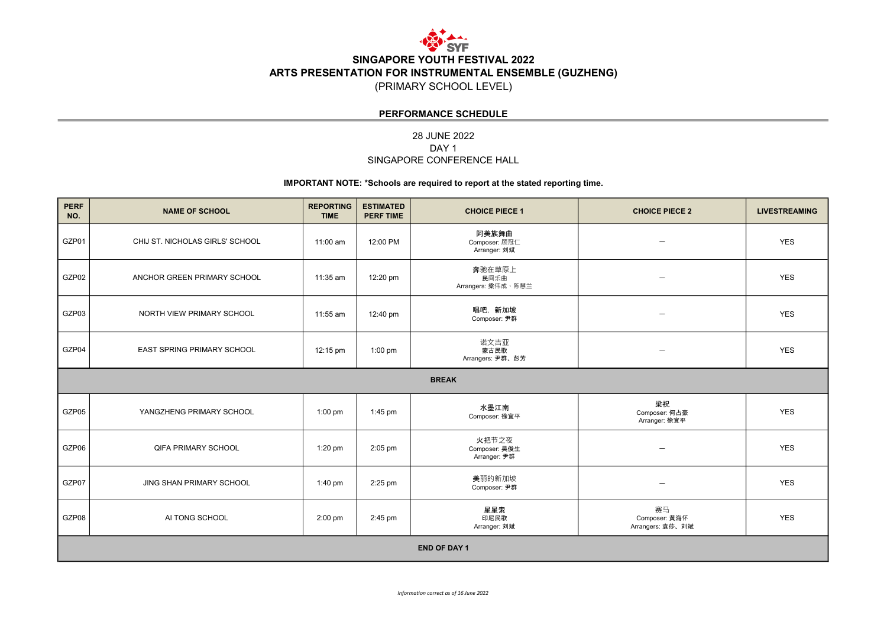# SINGAPORE YOUTH FESTIVAL 2022

## ARTS PRESENTATION FOR INSTRUMENTAL ENSEMBLE (GUZHENG)

(PRIMARY SCHOOL LEVEL)

### PERFORMANCE SCHEDULE

28 JUNE 2022
DAY 1
SINGAPORE CONFERENCE HALL

**IMPORTANT NOTE: *Schools are required to report at the stated reporting time.**

| PERF NO. | NAME OF SCHOOL | REPORTING TIME | ESTIMATED PERF TIME | CHOICE PIECE 1 | CHOICE PIECE 2 | LIVESTREAMING |
|---|---|---|---|---|---|---|
| GZP01 | CHIJ ST. NICHOLAS GIRLS' SCHOOL | 11:00 am | 12:00 PM | 阿美族舞曲<br>Composer: 顾冠仁<br>Arranger: 刘斌 | – | YES |
| GZP02 | ANCHOR GREEN PRIMARY SCHOOL | 11:35 am | 12:20 pm | 奔驰在草原上<br>民间乐曲<br>Arrangers: 梁伟成、陈慧兰 | – | YES |
| GZP03 | NORTH VIEW PRIMARY SCHOOL | 11:55 am | 12:40 pm | 唱吧，新加坡<br>Composer: 尹群 | – | YES |
| GZP04 | EAST SPRING PRIMARY SCHOOL | 12:15 pm | 1:00 pm | 诺文吉亚<br>蒙古民歌<br>Arrangers: 尹群、彭芳 | – | YES |
| BREAK | | | | | | |
| GZP05 | YANGZHENG PRIMARY SCHOOL | 1:00 pm | 1:45 pm | 水墨江南<br>Composer: 徐宜平 | 梁祝<br>Composer: 何占豪<br>Arranger: 徐宜平 | YES |
| GZP06 | QIFA PRIMARY SCHOOL | 1:20 pm | 2:05 pm | 火把节之夜<br>Composer: 吴俊生<br>Arranger: 尹群 | – | YES |
| GZP07 | JING SHAN PRIMARY SCHOOL | 1:40 pm | 2:25 pm | 美丽的新加坡<br>Composer: 尹群 | – | YES |
| GZP08 | AI TONG SCHOOL | 2:00 pm | 2:45 pm | 星星索<br>印尼民歌<br>Arranger: 刘斌 | 赛马<br>Composer: 黄海怀<br>Arrangers: 袁莎、刘斌 | YES |
| END OF DAY 1 | | | | | | |

*Information correct as of 16 June 2022*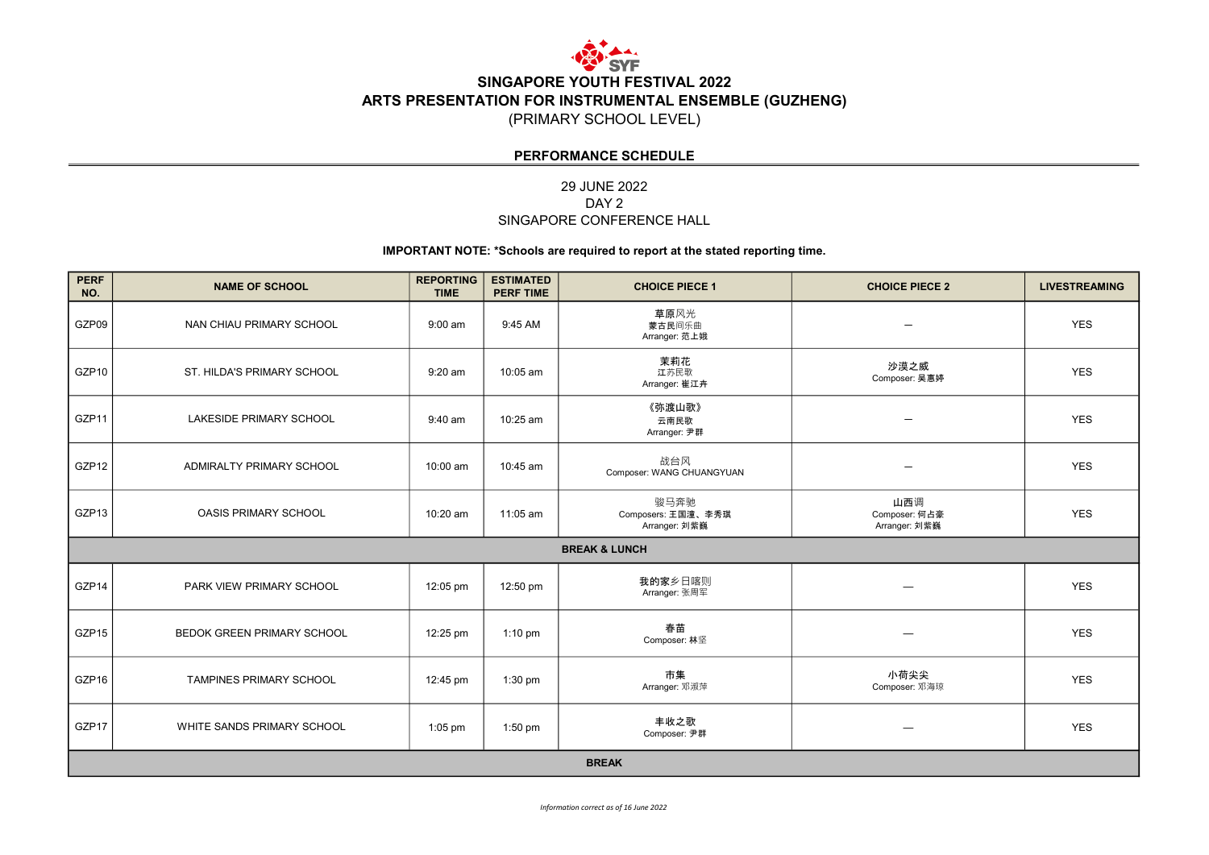# SINGAPORE YOUTH FESTIVAL 2022
## ARTS PRESENTATION FOR INSTRUMENTAL ENSEMBLE (GUZHENG)
(PRIMARY SCHOOL LEVEL)

**PERFORMANCE SCHEDULE**

29 JUNE 2022
DAY 2
SINGAPORE CONFERENCE HALL

**IMPORTANT NOTE: *Schools are required to report at the stated reporting time.**

| PERF NO. | NAME OF SCHOOL | REPORTING TIME | ESTIMATED PERF TIME | CHOICE PIECE 1 | CHOICE PIECE 2 | LIVESTREAMING |
|---|---|---|---|---|---|---|
| GZP09 | NAN CHIAU PRIMARY SCHOOL | 9:00 am | 9:45 AM | 草原风光<br>蒙古民间乐曲<br>Arranger: 范上娥 | — | YES |
| GZP10 | ST. HILDA'S PRIMARY SCHOOL | 9:20 am | 10:05 am | 茉莉花<br>江苏民歌<br>Arranger: 崔江卉 | 沙漠之威<br>Composer: 吴惠婷 | YES |
| GZP11 | LAKESIDE PRIMARY SCHOOL | 9:40 am | 10:25 am | 《弥渡山歌》<br>云南民歌<br>Arranger: 尹群 | — | YES |
| GZP12 | ADMIRALTY PRIMARY SCHOOL | 10:00 am | 10:45 am | 战台风<br>Composer: WANG CHUANGYUAN | — | YES |
| GZP13 | OASIS PRIMARY SCHOOL | 10:20 am | 11:05 am | 骏马奔驰<br>Composers: 王国潼、李秀琪<br>Arranger: 刘紫巍 | 山西调<br>Composer: 何占豪<br>Arranger: 刘紫巍 | YES |
| **BREAK & LUNCH** | | | | | | |
| GZP14 | PARK VIEW PRIMARY SCHOOL | 12:05 pm | 12:50 pm | 我的家乡日喀则<br>Arranger: 张周军 | — | YES |
| GZP15 | BEDOK GREEN PRIMARY SCHOOL | 12:25 pm | 1:10 pm | 春苗<br>Composer: 林坚 | — | YES |
| GZP16 | TAMPINES PRIMARY SCHOOL | 12:45 pm | 1:30 pm | 市集<br>Arranger: 邓淑萍 | 小荷尖尖<br>Composer: 邓海琼 | YES |
| GZP17 | WHITE SANDS PRIMARY SCHOOL | 1:05 pm | 1:50 pm | 丰收之歌<br>Composer: 尹群 | — | YES |
| **BREAK** | | | | | | |

*Information correct as of 16 June 2022*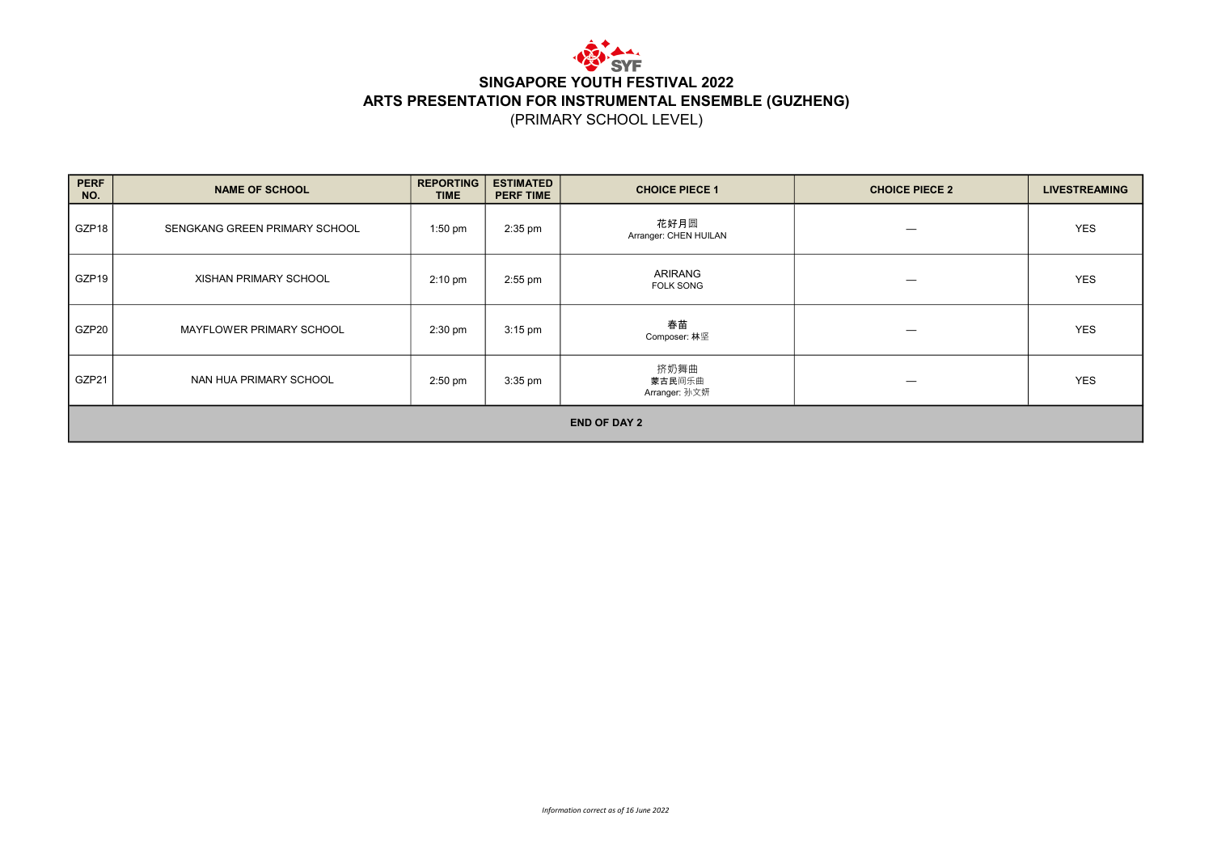# SINGAPORE YOUTH FESTIVAL 2022

## ARTS PRESENTATION FOR INSTRUMENTAL ENSEMBLE (GUZHENG)

(PRIMARY SCHOOL LEVEL)

| PERF NO. | NAME OF SCHOOL | REPORTING TIME | ESTIMATED PERF TIME | CHOICE PIECE 1 | CHOICE PIECE 2 | LIVESTREAMING |
|---|---|---|---|---|---|---|
| GZP18 | SENGKANG GREEN PRIMARY SCHOOL | 1:50 pm | 2:35 pm | 花好月圆<br>Arranger: CHEN HUILAN | — | YES |
| GZP19 | XISHAN PRIMARY SCHOOL | 2:10 pm | 2:55 pm | ARIRANG<br>FOLK SONG | — | YES |
| GZP20 | MAYFLOWER PRIMARY SCHOOL | 2:30 pm | 3:15 pm | 春苗<br>Composer: 林坚 | — | YES |
| GZP21 | NAN HUA PRIMARY SCHOOL | 2:50 pm | 3:35 pm | 挤奶舞曲<br>蒙古民间乐曲<br>Arranger: 孙文妍 | — | YES |
| **END OF DAY 2** | | | | | | |

*Information correct as of 16 June 2022*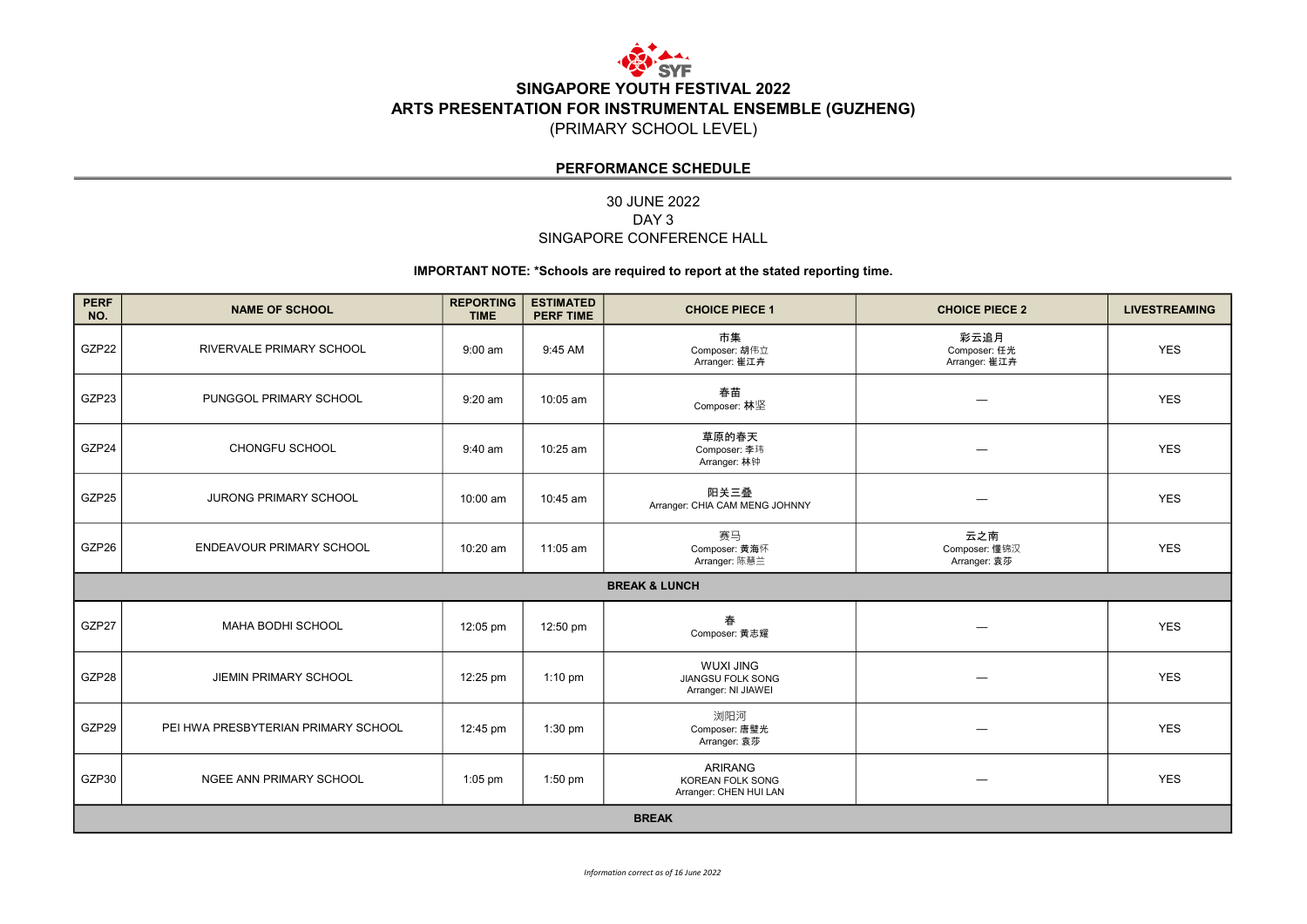# SINGAPORE YOUTH FESTIVAL 2022
## ARTS PRESENTATION FOR INSTRUMENTAL ENSEMBLE (GUZHENG)
(PRIMARY SCHOOL LEVEL)

### PERFORMANCE SCHEDULE

30 JUNE 2022
DAY 3
SINGAPORE CONFERENCE HALL

**IMPORTANT NOTE: *Schools are required to report at the stated reporting time.**

| PERF NO. | NAME OF SCHOOL | REPORTING TIME | ESTIMATED PERF TIME | CHOICE PIECE 1 | CHOICE PIECE 2 | LIVESTREAMING |
|---|---|---|---|---|---|---|
| GZP22 | RIVERVALE PRIMARY SCHOOL | 9:00 am | 9:45 AM | 市集<br>Composer: 胡伟立<br>Arranger: 崔江卉 | 彩云追月<br>Composer: 任光<br>Arranger: 崔江卉 | YES |
| GZP23 | PUNGGOL PRIMARY SCHOOL | 9:20 am | 10:05 am | 春苗<br>Composer: 林坚 | — | YES |
| GZP24 | CHONGFU SCHOOL | 9:40 am | 10:25 am | 草原的春天<br>Composer: 李玮<br>Arranger: 林钟 | — | YES |
| GZP25 | JURONG PRIMARY SCHOOL | 10:00 am | 10:45 am | 阳关三叠<br>Arranger: CHIA CAM MENG JOHNNY | — | YES |
| GZP26 | ENDEAVOUR PRIMARY SCHOOL | 10:20 am | 11:05 am | 赛马<br>Composer: 黄海怀<br>Arranger: 陈慧兰 | 云之南<br>Composer: 僮锦汉<br>Arranger: 袁莎 | YES |
| **BREAK & LUNCH** | | | | | | |
| GZP27 | MAHA BODHI SCHOOL | 12:05 pm | 12:50 pm | 春<br>Composer: 黄志耀 | — | YES |
| GZP28 | JIEMIN PRIMARY SCHOOL | 12:25 pm | 1:10 pm | WUXI JING<br>JIANGSU FOLK SONG<br>Arranger: NI JIAWEI | — | YES |
| GZP29 | PEI HWA PRESBYTERIAN PRIMARY SCHOOL | 12:45 pm | 1:30 pm | 浏阳河<br>Composer: 唐璧光<br>Arranger: 袁莎 | — | YES |
| GZP30 | NGEE ANN PRIMARY SCHOOL | 1:05 pm | 1:50 pm | ARIRANG<br>KOREAN FOLK SONG<br>Arranger: CHEN HUI LAN | — | YES |
| **BREAK** | | | | | | |

*Information correct as of 16 June 2022*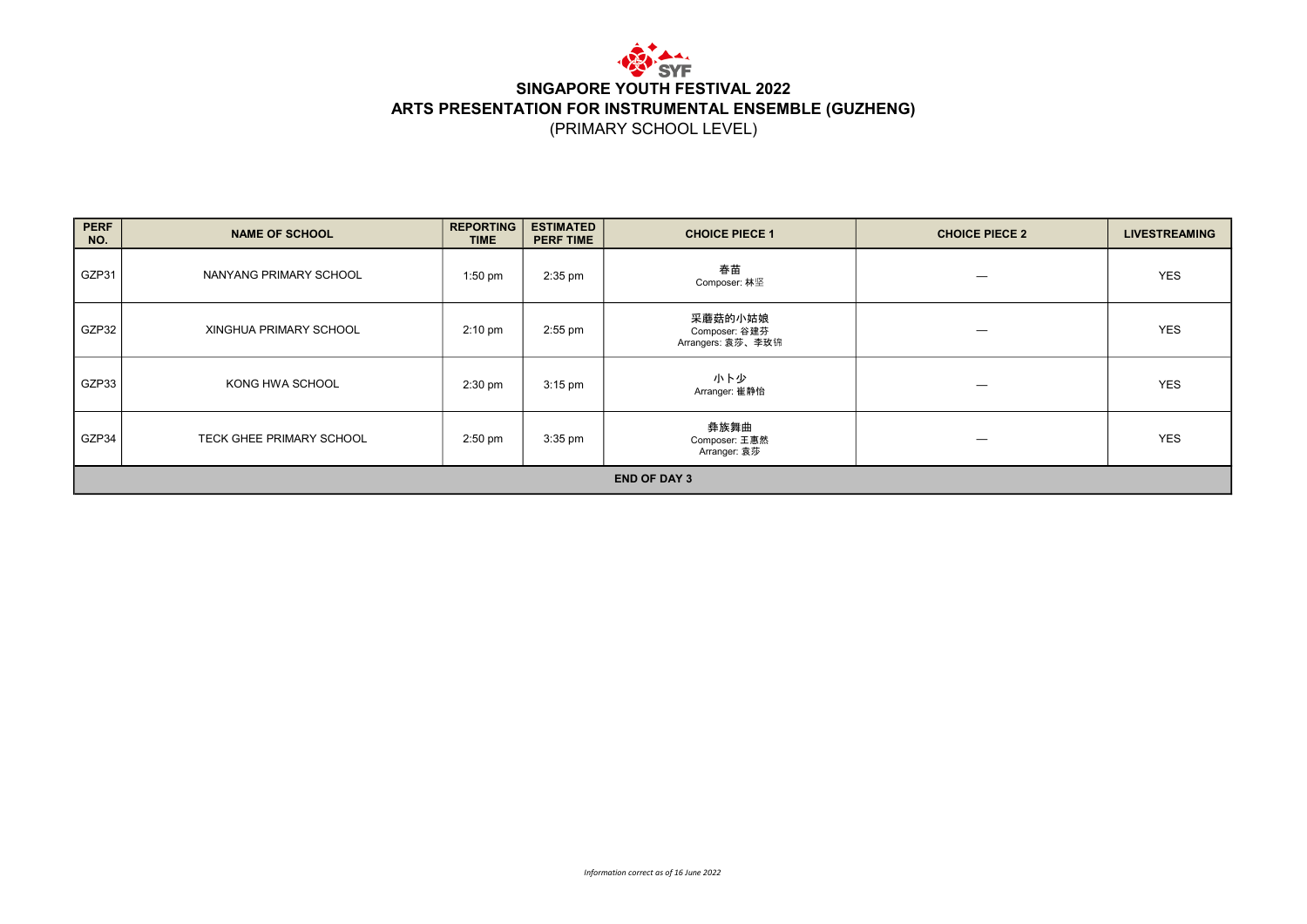# SINGAPORE YOUTH FESTIVAL 2022

## ARTS PRESENTATION FOR INSTRUMENTAL ENSEMBLE (GUZHENG)

(PRIMARY SCHOOL LEVEL)

| PERF NO. | NAME OF SCHOOL | REPORTING TIME | ESTIMATED PERF TIME | CHOICE PIECE 1 | CHOICE PIECE 2 | LIVESTREAMING |
|---|---|---|---|---|---|---|
| GZP31 | NANYANG PRIMARY SCHOOL | 1:50 pm | 2:35 pm | 春苗<br>Composer: 林坚 | — | YES |
| GZP32 | XINGHUA PRIMARY SCHOOL | 2:10 pm | 2:55 pm | 采蘑菇的小姑娘<br>Composer: 谷建芬<br>Arrangers: 袁莎、李玫锦 | — | YES |
| GZP33 | KONG HWA SCHOOL | 2:30 pm | 3:15 pm | 小卜少<br>Arranger: 崔静怡 | — | YES |
| GZP34 | TECK GHEE PRIMARY SCHOOL | 2:50 pm | 3:35 pm | 彝族舞曲<br>Composer: 王惠然<br>Arranger: 袁莎 | — | YES |
| **END OF DAY 3** | | | | | | |

*Information correct as of 16 June 2022*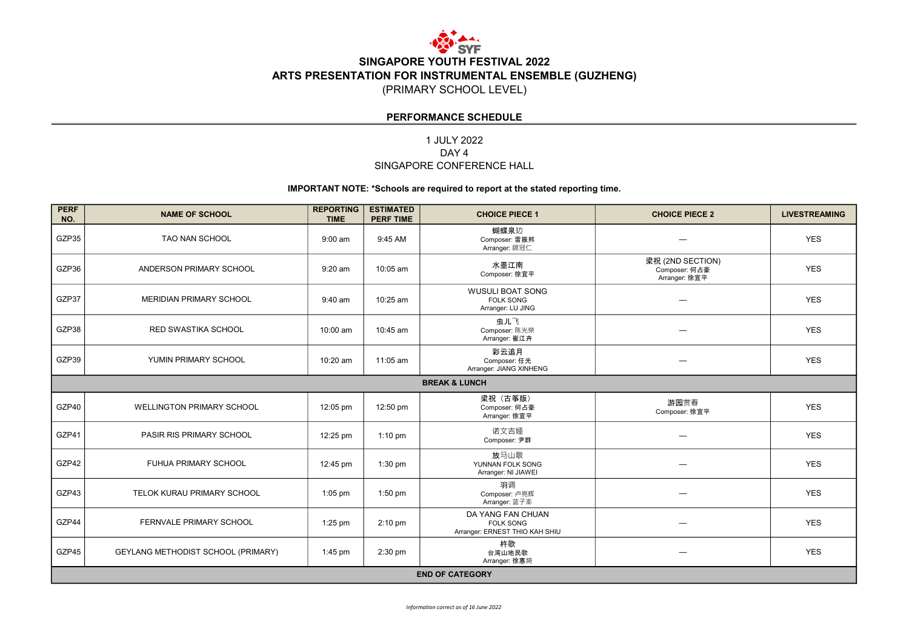# SINGAPORE YOUTH FESTIVAL 2022

## ARTS PRESENTATION FOR INSTRUMENTAL ENSEMBLE (GUZHENG)

(PRIMARY SCHOOL LEVEL)

### PERFORMANCE SCHEDULE

1 JULY 2022
DAY 4
SINGAPORE CONFERENCE HALL

**IMPORTANT NOTE: *Schools are required to report at the stated reporting time.**

| PERF NO. | NAME OF SCHOOL | REPORTING TIME | ESTIMATED PERF TIME | CHOICE PIECE 1 | CHOICE PIECE 2 | LIVESTREAMING |
|---|---|---|---|---|---|---|
| GZP35 | TAO NAN SCHOOL | 9:00 am | 9:45 AM | 蝴蝶泉边<br>Composer: 雷振邦<br>Arranger: 顾冠仁 | — | YES |
| GZP36 | ANDERSON PRIMARY SCHOOL | 9:20 am | 10:05 am | 水墨江南<br>Composer: 徐宜平 | 梁祝 (2ND SECTION)<br>Composer: 何占豪<br>Arranger: 徐宜平 | YES |
| GZP37 | MERIDIAN PRIMARY SCHOOL | 9:40 am | 10:25 am | WUSULI BOAT SONG<br>FOLK SONG<br>Arranger: LU JING | — | YES |
| GZP38 | RED SWASTIKA SCHOOL | 10:00 am | 10:45 am | 虫儿飞<br>Composer: 陈光荣<br>Arranger: 崔江卉 | — | YES |
| GZP39 | YUMIN PRIMARY SCHOOL | 10:20 am | 11:05 am | 彩云追月<br>Composer: 任光<br>Arranger: JIANG XINHENG | — | YES |
| **BREAK & LUNCH** | | | | | | |
| GZP40 | WELLINGTON PRIMARY SCHOOL | 12:05 pm | 12:50 pm | 梁祝（古筝版）<br>Composer: 何占豪<br>Arranger: 徐宜平 | 游园赏春<br>Composer: 徐宜平 | YES |
| GZP41 | PASIR RIS PRIMARY SCHOOL | 12:25 pm | 1:10 pm | 诺文吉娅<br>Composer: 尹群 | — | YES |
| GZP42 | FUHUA PRIMARY SCHOOL | 12:45 pm | 1:30 pm | 放马山歌<br>YUNNAN FOLK SONG<br>Arranger: NI JIAWEI | — | YES |
| GZP43 | TELOK KURAU PRIMARY SCHOOL | 1:05 pm | 1:50 pm | 羽调<br>Composer: 卢亮辉<br>Arranger: 蓝子澎 | — | YES |
| GZP44 | FERNVALE PRIMARY SCHOOL | 1:25 pm | 2:10 pm | DA YANG FAN CHUAN<br>FOLK SONG<br>Arranger: ERNEST THIO KAH SHIU | — | YES |
| GZP45 | GEYLANG METHODIST SCHOOL (PRIMARY) | 1:45 pm | 2:30 pm | 杵歌<br>台湾山地民歌<br>Arranger: 徐惠绮 | — | YES |
| **END OF CATEGORY** | | | | | | |

*Information correct as of 16 June 2022*